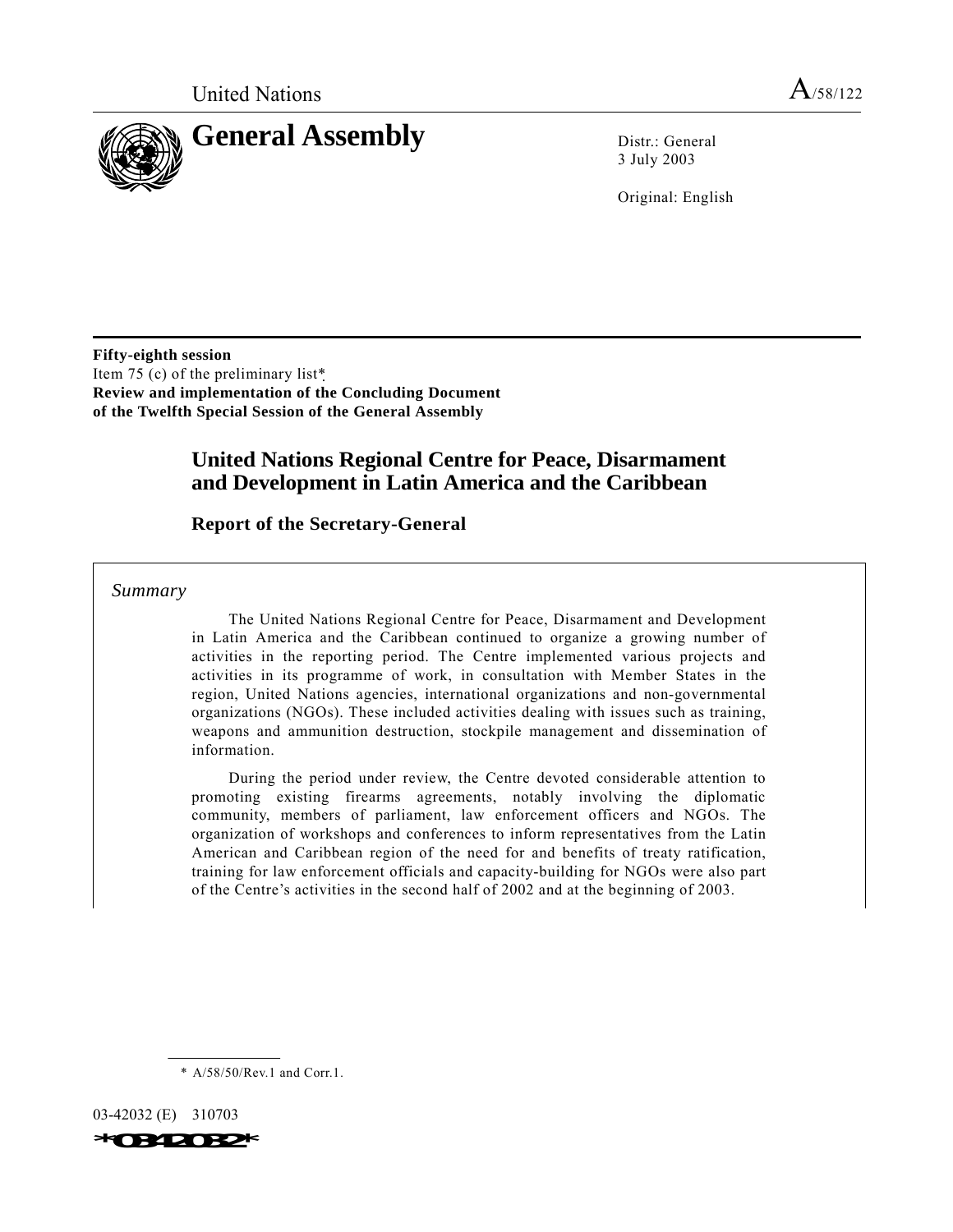United Nations

A/58/122

# General Assembly

Distr.: General
3 July 2003

Original: English

**Fifty-eighth session**
Item 75 (c) of the preliminary list*
**Review and implementation of the Concluding Document of the Twelfth Special Session of the General Assembly**

## United Nations Regional Centre for Peace, Disarmament and Development in Latin America and the Caribbean

### Report of the Secretary-General

*Summary*

The United Nations Regional Centre for Peace, Disarmament and Development in Latin America and the Caribbean continued to organize a growing number of activities in the reporting period. The Centre implemented various projects and activities in its programme of work, in consultation with Member States in the region, United Nations agencies, international organizations and non-governmental organizations (NGOs). These included activities dealing with issues such as training, weapons and ammunition destruction, stockpile management and dissemination of information.

During the period under review, the Centre devoted considerable attention to promoting existing firearms agreements, notably involving the diplomatic community, members of parliament, law enforcement officers and NGOs. The organization of workshops and conferences to inform representatives from the Latin American and Caribbean region of the need for and benefits of treaty ratification, training for law enforcement officials and capacity-building for NGOs were also part of the Centre's activities in the second half of 2002 and at the beginning of 2003.

\* A/58/50/Rev.1 and Corr.1.

03-42032 (E) 310703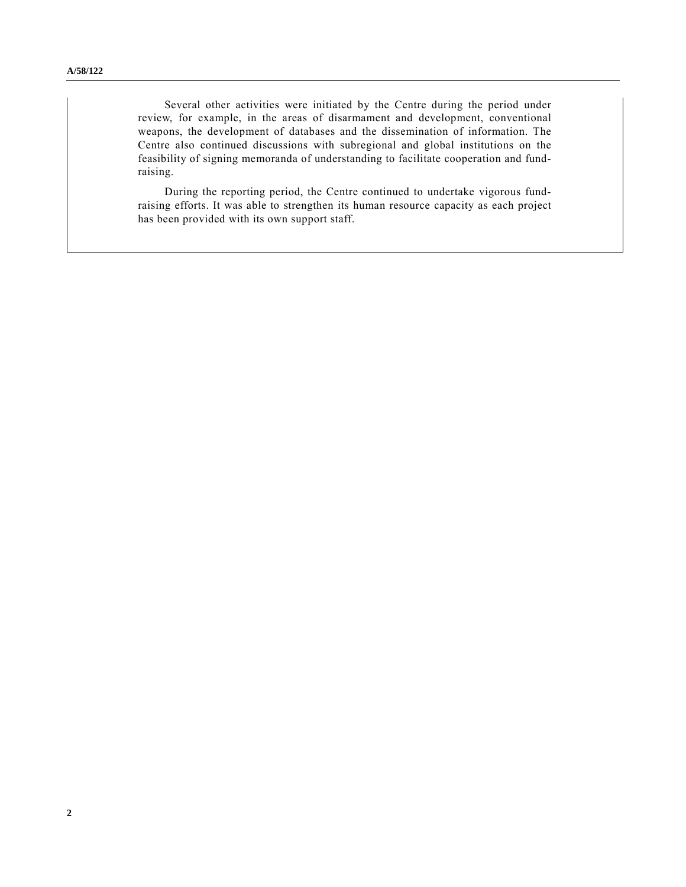Several other activities were initiated by the Centre during the period under review, for example, in the areas of disarmament and development, conventional weapons, the development of databases and the dissemination of information. The Centre also continued discussions with subregional and global institutions on the feasibility of signing memoranda of understanding to facilitate cooperation and fund-raising.

During the reporting period, the Centre continued to undertake vigorous fund-raising efforts. It was able to strengthen its human resource capacity as each project has been provided with its own support staff.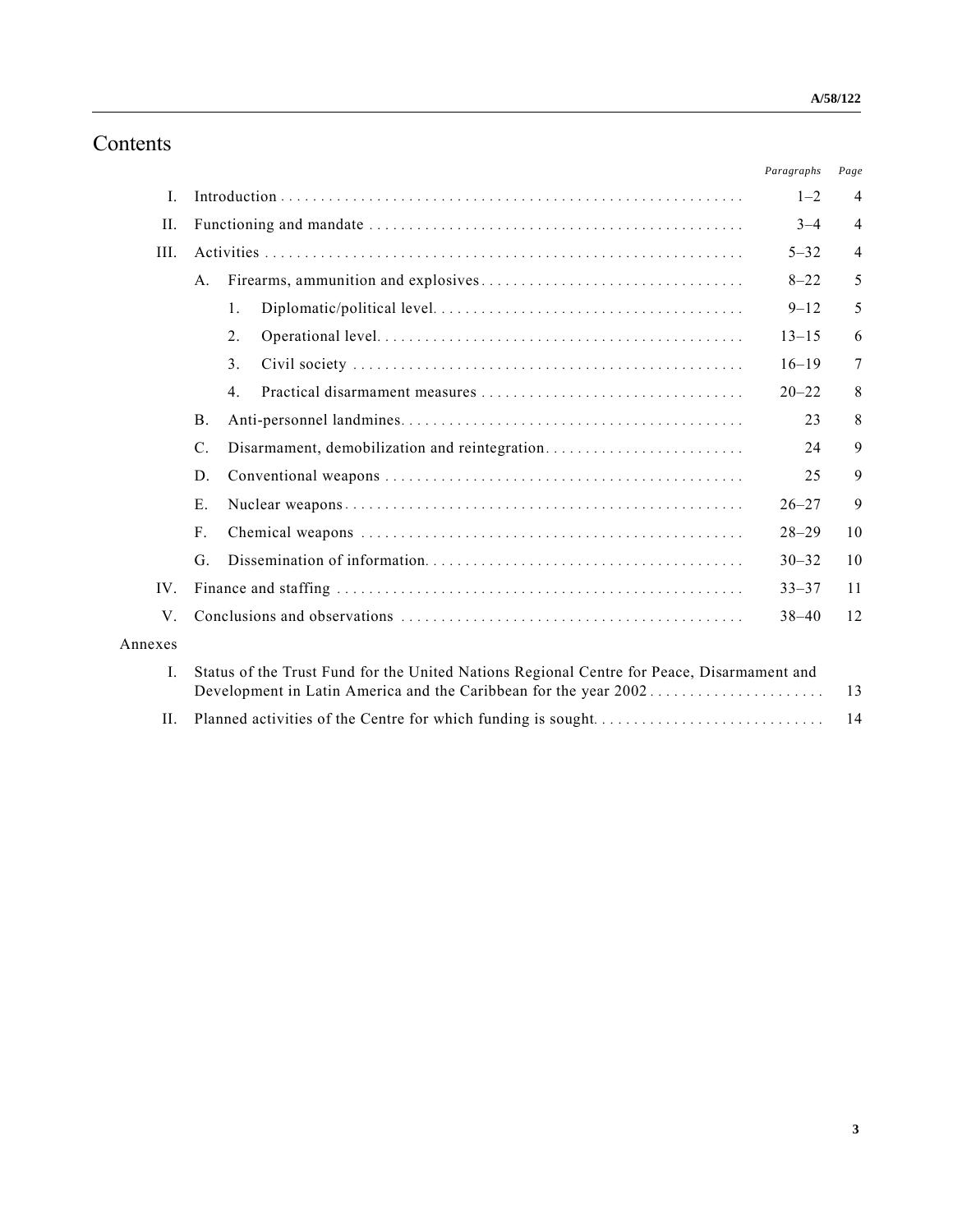# Contents

| | | Paragraphs | Page |
|---|---|---|---|
| I. | Introduction | 1–2 | 4 |
| II. | Functioning and mandate | 3–4 | 4 |
| III. | Activities | 5–32 | 4 |
| | A. Firearms, ammunition and explosives | 8–22 | 5 |
| | 1. Diplomatic/political level | 9–12 | 5 |
| | 2. Operational level | 13–15 | 6 |
| | 3. Civil society | 16–19 | 7 |
| | 4. Practical disarmament measures | 20–22 | 8 |
| | B. Anti-personnel landmines | 23 | 8 |
| | C. Disarmament, demobilization and reintegration | 24 | 9 |
| | D. Conventional weapons | 25 | 9 |
| | E. Nuclear weapons | 26–27 | 9 |
| | F. Chemical weapons | 28–29 | 10 |
| | G. Dissemination of information | 30–32 | 10 |
| IV. | Finance and staffing | 33–37 | 11 |
| V. | Conclusions and observations | 38–40 | 12 |
| Annexes | | | |
| I. | Status of the Trust Fund for the United Nations Regional Centre for Peace, Disarmament and Development in Latin America and the Caribbean for the year 2002 | | 13 |
| II. | Planned activities of the Centre for which funding is sought | | 14 |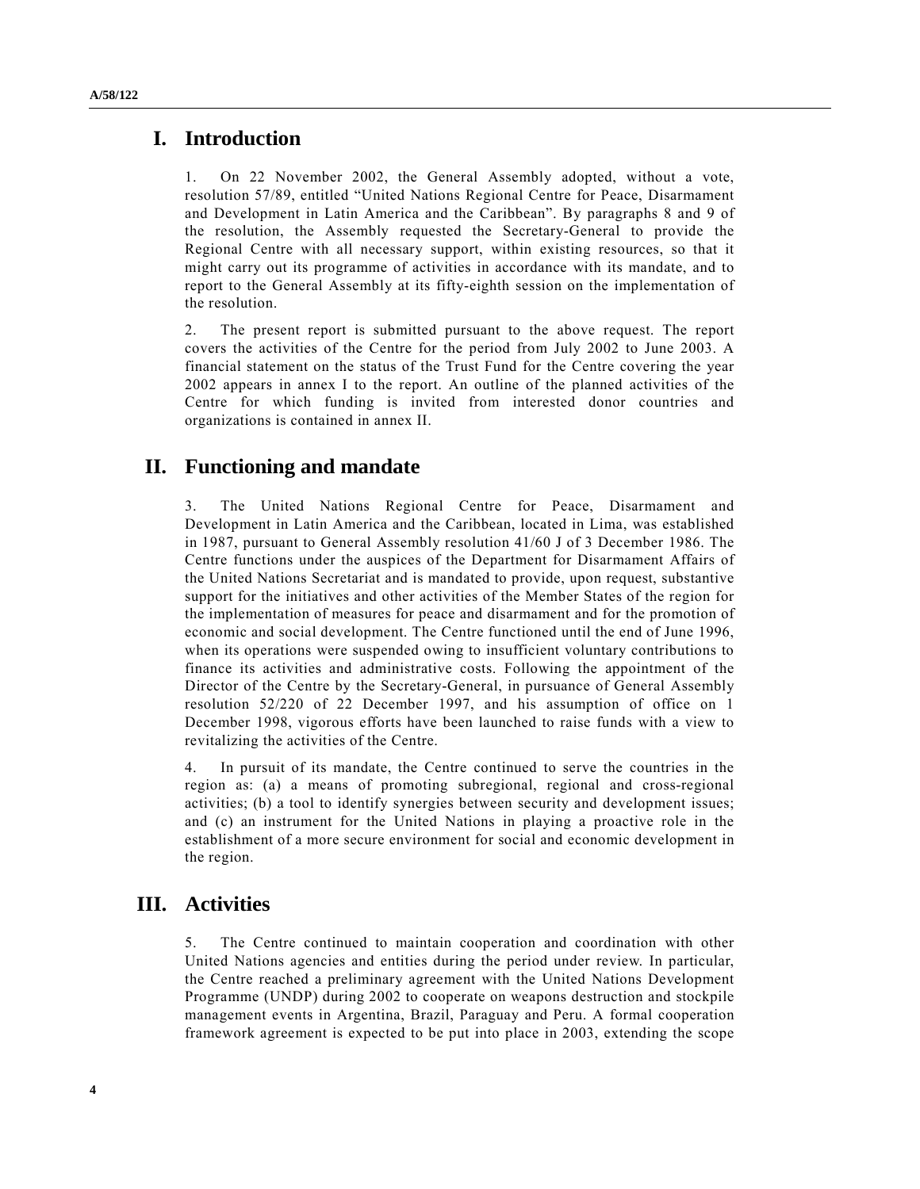# I. Introduction

1. On 22 November 2002, the General Assembly adopted, without a vote, resolution 57/89, entitled "United Nations Regional Centre for Peace, Disarmament and Development in Latin America and the Caribbean". By paragraphs 8 and 9 of the resolution, the Assembly requested the Secretary-General to provide the Regional Centre with all necessary support, within existing resources, so that it might carry out its programme of activities in accordance with its mandate, and to report to the General Assembly at its fifty-eighth session on the implementation of the resolution.

2. The present report is submitted pursuant to the above request. The report covers the activities of the Centre for the period from July 2002 to June 2003. A financial statement on the status of the Trust Fund for the Centre covering the year 2002 appears in annex I to the report. An outline of the planned activities of the Centre for which funding is invited from interested donor countries and organizations is contained in annex II.

# II. Functioning and mandate

3. The United Nations Regional Centre for Peace, Disarmament and Development in Latin America and the Caribbean, located in Lima, was established in 1987, pursuant to General Assembly resolution 41/60 J of 3 December 1986. The Centre functions under the auspices of the Department for Disarmament Affairs of the United Nations Secretariat and is mandated to provide, upon request, substantive support for the initiatives and other activities of the Member States of the region for the implementation of measures for peace and disarmament and for the promotion of economic and social development. The Centre functioned until the end of June 1996, when its operations were suspended owing to insufficient voluntary contributions to finance its activities and administrative costs. Following the appointment of the Director of the Centre by the Secretary-General, in pursuance of General Assembly resolution 52/220 of 22 December 1997, and his assumption of office on 1 December 1998, vigorous efforts have been launched to raise funds with a view to revitalizing the activities of the Centre.

4. In pursuit of its mandate, the Centre continued to serve the countries in the region as: (a) a means of promoting subregional, regional and cross-regional activities; (b) a tool to identify synergies between security and development issues; and (c) an instrument for the United Nations in playing a proactive role in the establishment of a more secure environment for social and economic development in the region.

# III. Activities

5. The Centre continued to maintain cooperation and coordination with other United Nations agencies and entities during the period under review. In particular, the Centre reached a preliminary agreement with the United Nations Development Programme (UNDP) during 2002 to cooperate on weapons destruction and stockpile management events in Argentina, Brazil, Paraguay and Peru. A formal cooperation framework agreement is expected to be put into place in 2003, extending the scope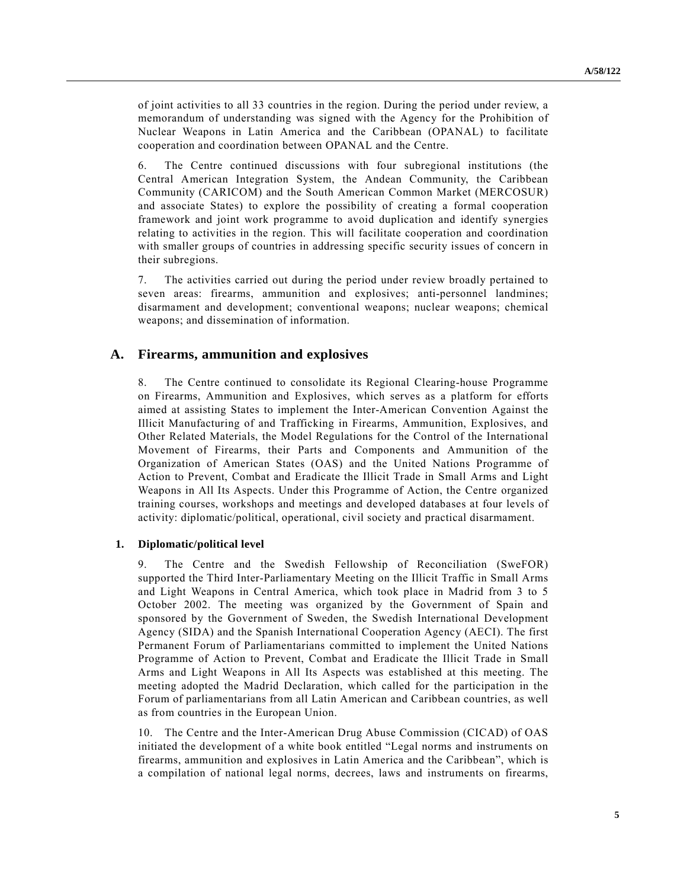of joint activities to all 33 countries in the region. During the period under review, a memorandum of understanding was signed with the Agency for the Prohibition of Nuclear Weapons in Latin America and the Caribbean (OPANAL) to facilitate cooperation and coordination between OPANAL and the Centre.

6. The Centre continued discussions with four subregional institutions (the Central American Integration System, the Andean Community, the Caribbean Community (CARICOM) and the South American Common Market (MERCOSUR) and associate States) to explore the possibility of creating a formal cooperation framework and joint work programme to avoid duplication and identify synergies relating to activities in the region. This will facilitate cooperation and coordination with smaller groups of countries in addressing specific security issues of concern in their subregions.

7. The activities carried out during the period under review broadly pertained to seven areas: firearms, ammunition and explosives; anti-personnel landmines; disarmament and development; conventional weapons; nuclear weapons; chemical weapons; and dissemination of information.

## A. Firearms, ammunition and explosives

8. The Centre continued to consolidate its Regional Clearing-house Programme on Firearms, Ammunition and Explosives, which serves as a platform for efforts aimed at assisting States to implement the Inter-American Convention Against the Illicit Manufacturing of and Trafficking in Firearms, Ammunition, Explosives, and Other Related Materials, the Model Regulations for the Control of the International Movement of Firearms, their Parts and Components and Ammunition of the Organization of American States (OAS) and the United Nations Programme of Action to Prevent, Combat and Eradicate the Illicit Trade in Small Arms and Light Weapons in All Its Aspects. Under this Programme of Action, the Centre organized training courses, workshops and meetings and developed databases at four levels of activity: diplomatic/political, operational, civil society and practical disarmament.

### 1. Diplomatic/political level

9. The Centre and the Swedish Fellowship of Reconciliation (SweFOR) supported the Third Inter-Parliamentary Meeting on the Illicit Traffic in Small Arms and Light Weapons in Central America, which took place in Madrid from 3 to 5 October 2002. The meeting was organized by the Government of Spain and sponsored by the Government of Sweden, the Swedish International Development Agency (SIDA) and the Spanish International Cooperation Agency (AECI). The first Permanent Forum of Parliamentarians committed to implement the United Nations Programme of Action to Prevent, Combat and Eradicate the Illicit Trade in Small Arms and Light Weapons in All Its Aspects was established at this meeting. The meeting adopted the Madrid Declaration, which called for the participation in the Forum of parliamentarians from all Latin American and Caribbean countries, as well as from countries in the European Union.

10. The Centre and the Inter-American Drug Abuse Commission (CICAD) of OAS initiated the development of a white book entitled "Legal norms and instruments on firearms, ammunition and explosives in Latin America and the Caribbean", which is a compilation of national legal norms, decrees, laws and instruments on firearms,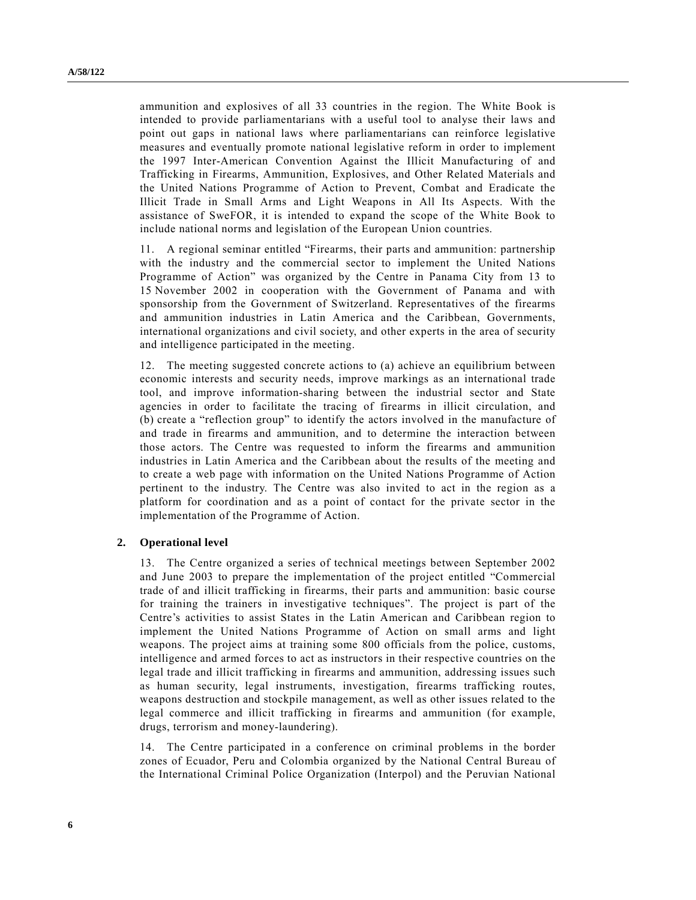ammunition and explosives of all 33 countries in the region. The White Book is intended to provide parliamentarians with a useful tool to analyse their laws and point out gaps in national laws where parliamentarians can reinforce legislative measures and eventually promote national legislative reform in order to implement the 1997 Inter-American Convention Against the Illicit Manufacturing of and Trafficking in Firearms, Ammunition, Explosives, and Other Related Materials and the United Nations Programme of Action to Prevent, Combat and Eradicate the Illicit Trade in Small Arms and Light Weapons in All Its Aspects. With the assistance of SweFOR, it is intended to expand the scope of the White Book to include national norms and legislation of the European Union countries.

11. A regional seminar entitled "Firearms, their parts and ammunition: partnership with the industry and the commercial sector to implement the United Nations Programme of Action" was organized by the Centre in Panama City from 13 to 15 November 2002 in cooperation with the Government of Panama and with sponsorship from the Government of Switzerland. Representatives of the firearms and ammunition industries in Latin America and the Caribbean, Governments, international organizations and civil society, and other experts in the area of security and intelligence participated in the meeting.

12. The meeting suggested concrete actions to (a) achieve an equilibrium between economic interests and security needs, improve markings as an international trade tool, and improve information-sharing between the industrial sector and State agencies in order to facilitate the tracing of firearms in illicit circulation, and (b) create a "reflection group" to identify the actors involved in the manufacture of and trade in firearms and ammunition, and to determine the interaction between those actors. The Centre was requested to inform the firearms and ammunition industries in Latin America and the Caribbean about the results of the meeting and to create a web page with information on the United Nations Programme of Action pertinent to the industry. The Centre was also invited to act in the region as a platform for coordination and as a point of contact for the private sector in the implementation of the Programme of Action.

### 2. Operational level

13. The Centre organized a series of technical meetings between September 2002 and June 2003 to prepare the implementation of the project entitled "Commercial trade of and illicit trafficking in firearms, their parts and ammunition: basic course for training the trainers in investigative techniques". The project is part of the Centre's activities to assist States in the Latin American and Caribbean region to implement the United Nations Programme of Action on small arms and light weapons. The project aims at training some 800 officials from the police, customs, intelligence and armed forces to act as instructors in their respective countries on the legal trade and illicit trafficking in firearms and ammunition, addressing issues such as human security, legal instruments, investigation, firearms trafficking routes, weapons destruction and stockpile management, as well as other issues related to the legal commerce and illicit trafficking in firearms and ammunition (for example, drugs, terrorism and money-laundering).

14. The Centre participated in a conference on criminal problems in the border zones of Ecuador, Peru and Colombia organized by the National Central Bureau of the International Criminal Police Organization (Interpol) and the Peruvian National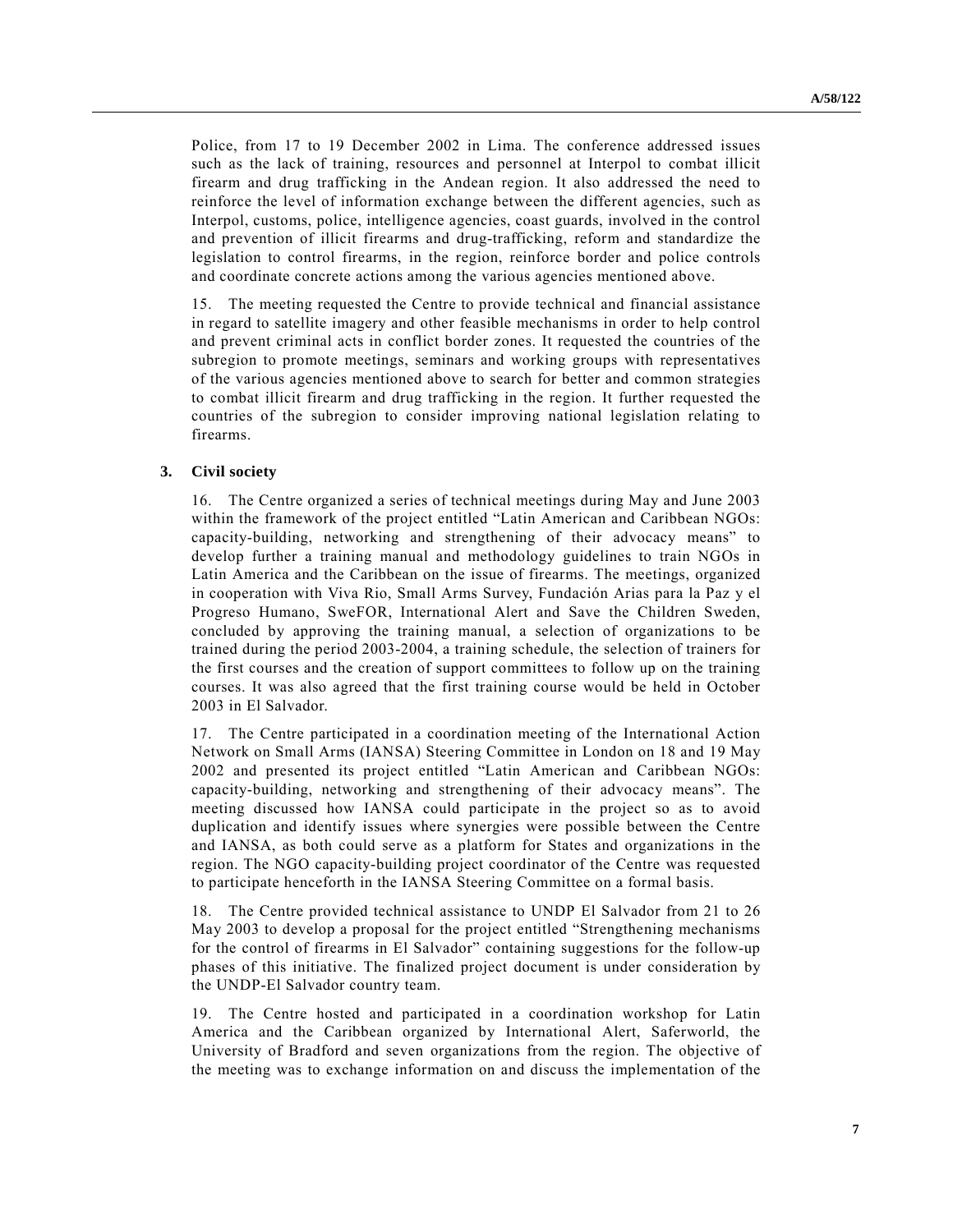Police, from 17 to 19 December 2002 in Lima. The conference addressed issues such as the lack of training, resources and personnel at Interpol to combat illicit firearm and drug trafficking in the Andean region. It also addressed the need to reinforce the level of information exchange between the different agencies, such as Interpol, customs, police, intelligence agencies, coast guards, involved in the control and prevention of illicit firearms and drug-trafficking, reform and standardize the legislation to control firearms, in the region, reinforce border and police controls and coordinate concrete actions among the various agencies mentioned above.

15. The meeting requested the Centre to provide technical and financial assistance in regard to satellite imagery and other feasible mechanisms in order to help control and prevent criminal acts in conflict border zones. It requested the countries of the subregion to promote meetings, seminars and working groups with representatives of the various agencies mentioned above to search for better and common strategies to combat illicit firearm and drug trafficking in the region. It further requested the countries of the subregion to consider improving national legislation relating to firearms.

### 3. Civil society

16. The Centre organized a series of technical meetings during May and June 2003 within the framework of the project entitled "Latin American and Caribbean NGOs: capacity-building, networking and strengthening of their advocacy means" to develop further a training manual and methodology guidelines to train NGOs in Latin America and the Caribbean on the issue of firearms. The meetings, organized in cooperation with Viva Rio, Small Arms Survey, Fundación Arias para la Paz y el Progreso Humano, SweFOR, International Alert and Save the Children Sweden, concluded by approving the training manual, a selection of organizations to be trained during the period 2003-2004, a training schedule, the selection of trainers for the first courses and the creation of support committees to follow up on the training courses. It was also agreed that the first training course would be held in October 2003 in El Salvador.

17. The Centre participated in a coordination meeting of the International Action Network on Small Arms (IANSA) Steering Committee in London on 18 and 19 May 2002 and presented its project entitled "Latin American and Caribbean NGOs: capacity-building, networking and strengthening of their advocacy means". The meeting discussed how IANSA could participate in the project so as to avoid duplication and identify issues where synergies were possible between the Centre and IANSA, as both could serve as a platform for States and organizations in the region. The NGO capacity-building project coordinator of the Centre was requested to participate henceforth in the IANSA Steering Committee on a formal basis.

18. The Centre provided technical assistance to UNDP El Salvador from 21 to 26 May 2003 to develop a proposal for the project entitled "Strengthening mechanisms for the control of firearms in El Salvador" containing suggestions for the follow-up phases of this initiative. The finalized project document is under consideration by the UNDP-El Salvador country team.

19. The Centre hosted and participated in a coordination workshop for Latin America and the Caribbean organized by International Alert, Saferworld, the University of Bradford and seven organizations from the region. The objective of the meeting was to exchange information on and discuss the implementation of the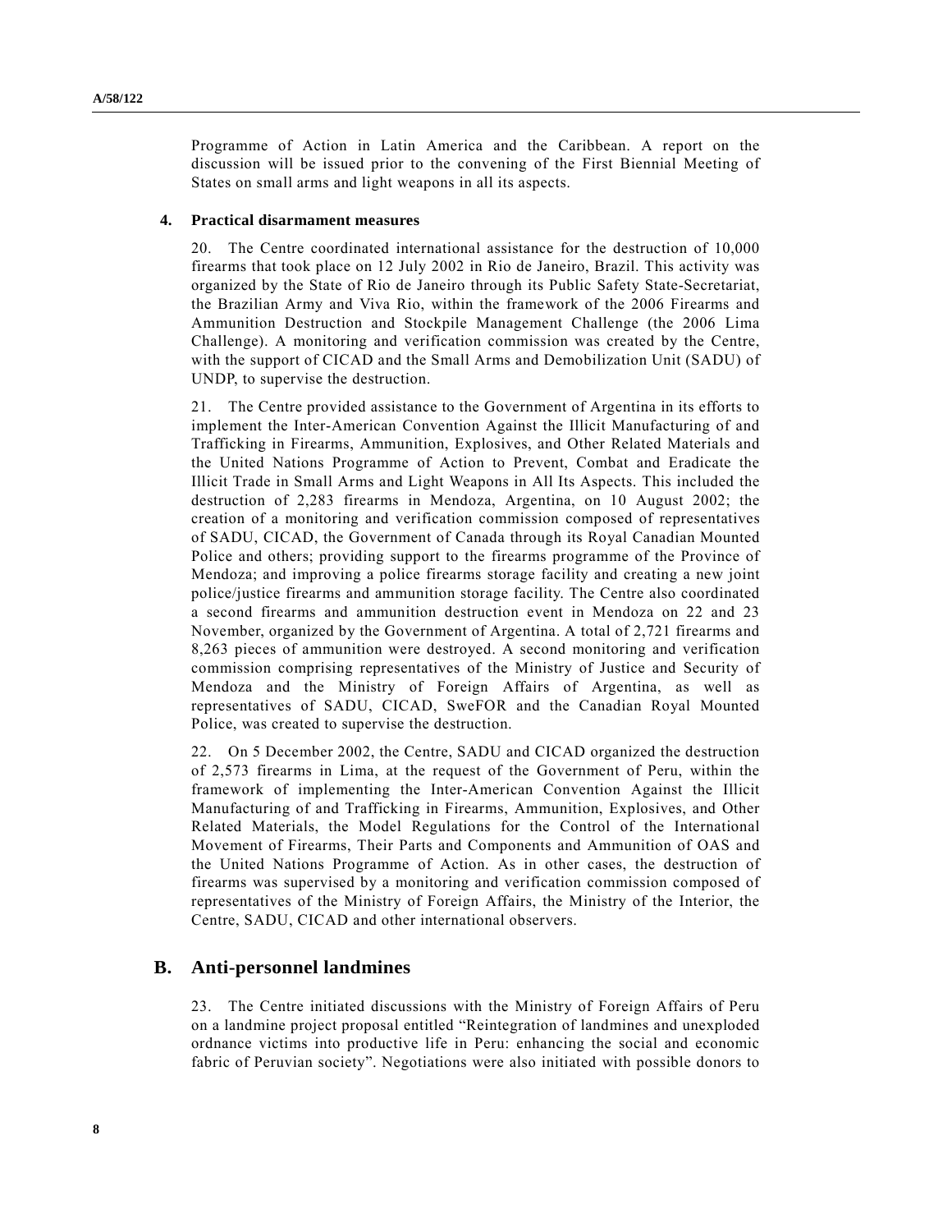Programme of Action in Latin America and the Caribbean. A report on the discussion will be issued prior to the convening of the First Biennial Meeting of States on small arms and light weapons in all its aspects.

### 4. Practical disarmament measures

20. The Centre coordinated international assistance for the destruction of 10,000 firearms that took place on 12 July 2002 in Rio de Janeiro, Brazil. This activity was organized by the State of Rio de Janeiro through its Public Safety State-Secretariat, the Brazilian Army and Viva Rio, within the framework of the 2006 Firearms and Ammunition Destruction and Stockpile Management Challenge (the 2006 Lima Challenge). A monitoring and verification commission was created by the Centre, with the support of CICAD and the Small Arms and Demobilization Unit (SADU) of UNDP, to supervise the destruction.

21. The Centre provided assistance to the Government of Argentina in its efforts to implement the Inter-American Convention Against the Illicit Manufacturing of and Trafficking in Firearms, Ammunition, Explosives, and Other Related Materials and the United Nations Programme of Action to Prevent, Combat and Eradicate the Illicit Trade in Small Arms and Light Weapons in All Its Aspects. This included the destruction of 2,283 firearms in Mendoza, Argentina, on 10 August 2002; the creation of a monitoring and verification commission composed of representatives of SADU, CICAD, the Government of Canada through its Royal Canadian Mounted Police and others; providing support to the firearms programme of the Province of Mendoza; and improving a police firearms storage facility and creating a new joint police/justice firearms and ammunition storage facility. The Centre also coordinated a second firearms and ammunition destruction event in Mendoza on 22 and 23 November, organized by the Government of Argentina. A total of 2,721 firearms and 8,263 pieces of ammunition were destroyed. A second monitoring and verification commission comprising representatives of the Ministry of Justice and Security of Mendoza and the Ministry of Foreign Affairs of Argentina, as well as representatives of SADU, CICAD, SweFOR and the Canadian Royal Mounted Police, was created to supervise the destruction.

22. On 5 December 2002, the Centre, SADU and CICAD organized the destruction of 2,573 firearms in Lima, at the request of the Government of Peru, within the framework of implementing the Inter-American Convention Against the Illicit Manufacturing of and Trafficking in Firearms, Ammunition, Explosives, and Other Related Materials, the Model Regulations for the Control of the International Movement of Firearms, Their Parts and Components and Ammunition of OAS and the United Nations Programme of Action. As in other cases, the destruction of firearms was supervised by a monitoring and verification commission composed of representatives of the Ministry of Foreign Affairs, the Ministry of the Interior, the Centre, SADU, CICAD and other international observers.

## B. Anti-personnel landmines

23. The Centre initiated discussions with the Ministry of Foreign Affairs of Peru on a landmine project proposal entitled "Reintegration of landmines and unexploded ordnance victims into productive life in Peru: enhancing the social and economic fabric of Peruvian society". Negotiations were also initiated with possible donors to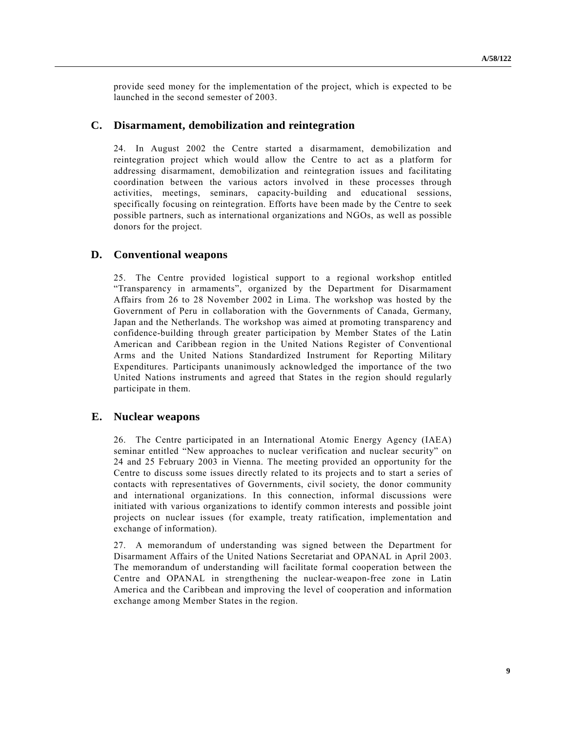provide seed money for the implementation of the project, which is expected to be launched in the second semester of 2003.

## C. Disarmament, demobilization and reintegration

24. In August 2002 the Centre started a disarmament, demobilization and reintegration project which would allow the Centre to act as a platform for addressing disarmament, demobilization and reintegration issues and facilitating coordination between the various actors involved in these processes through activities, meetings, seminars, capacity-building and educational sessions, specifically focusing on reintegration. Efforts have been made by the Centre to seek possible partners, such as international organizations and NGOs, as well as possible donors for the project.

## D. Conventional weapons

25. The Centre provided logistical support to a regional workshop entitled "Transparency in armaments", organized by the Department for Disarmament Affairs from 26 to 28 November 2002 in Lima. The workshop was hosted by the Government of Peru in collaboration with the Governments of Canada, Germany, Japan and the Netherlands. The workshop was aimed at promoting transparency and confidence-building through greater participation by Member States of the Latin American and Caribbean region in the United Nations Register of Conventional Arms and the United Nations Standardized Instrument for Reporting Military Expenditures. Participants unanimously acknowledged the importance of the two United Nations instruments and agreed that States in the region should regularly participate in them.

## E. Nuclear weapons

26. The Centre participated in an International Atomic Energy Agency (IAEA) seminar entitled "New approaches to nuclear verification and nuclear security" on 24 and 25 February 2003 in Vienna. The meeting provided an opportunity for the Centre to discuss some issues directly related to its projects and to start a series of contacts with representatives of Governments, civil society, the donor community and international organizations. In this connection, informal discussions were initiated with various organizations to identify common interests and possible joint projects on nuclear issues (for example, treaty ratification, implementation and exchange of information).

27. A memorandum of understanding was signed between the Department for Disarmament Affairs of the United Nations Secretariat and OPANAL in April 2003. The memorandum of understanding will facilitate formal cooperation between the Centre and OPANAL in strengthening the nuclear-weapon-free zone in Latin America and the Caribbean and improving the level of cooperation and information exchange among Member States in the region.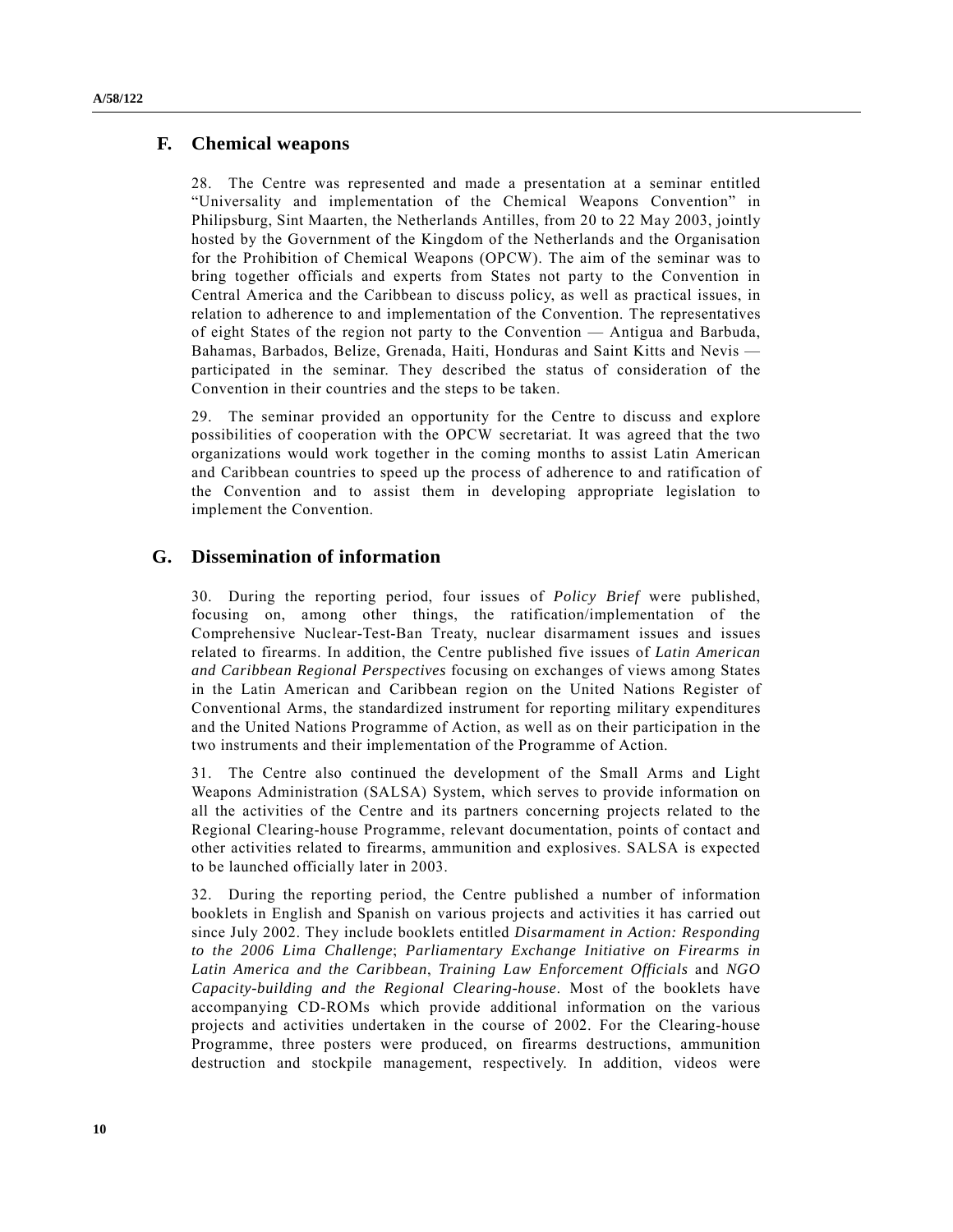## F. Chemical weapons

28. The Centre was represented and made a presentation at a seminar entitled "Universality and implementation of the Chemical Weapons Convention" in Philipsburg, Sint Maarten, the Netherlands Antilles, from 20 to 22 May 2003, jointly hosted by the Government of the Kingdom of the Netherlands and the Organisation for the Prohibition of Chemical Weapons (OPCW). The aim of the seminar was to bring together officials and experts from States not party to the Convention in Central America and the Caribbean to discuss policy, as well as practical issues, in relation to adherence to and implementation of the Convention. The representatives of eight States of the region not party to the Convention — Antigua and Barbuda, Bahamas, Barbados, Belize, Grenada, Haiti, Honduras and Saint Kitts and Nevis — participated in the seminar. They described the status of consideration of the Convention in their countries and the steps to be taken.

29. The seminar provided an opportunity for the Centre to discuss and explore possibilities of cooperation with the OPCW secretariat. It was agreed that the two organizations would work together in the coming months to assist Latin American and Caribbean countries to speed up the process of adherence to and ratification of the Convention and to assist them in developing appropriate legislation to implement the Convention.

## G. Dissemination of information

30. During the reporting period, four issues of *Policy Brief* were published, focusing on, among other things, the ratification/implementation of the Comprehensive Nuclear-Test-Ban Treaty, nuclear disarmament issues and issues related to firearms. In addition, the Centre published five issues of *Latin American and Caribbean Regional Perspectives* focusing on exchanges of views among States in the Latin American and Caribbean region on the United Nations Register of Conventional Arms, the standardized instrument for reporting military expenditures and the United Nations Programme of Action, as well as on their participation in the two instruments and their implementation of the Programme of Action.

31. The Centre also continued the development of the Small Arms and Light Weapons Administration (SALSA) System, which serves to provide information on all the activities of the Centre and its partners concerning projects related to the Regional Clearing-house Programme, relevant documentation, points of contact and other activities related to firearms, ammunition and explosives. SALSA is expected to be launched officially later in 2003.

32. During the reporting period, the Centre published a number of information booklets in English and Spanish on various projects and activities it has carried out since July 2002. They include booklets entitled *Disarmament in Action: Responding to the 2006 Lima Challenge*; *Parliamentary Exchange Initiative on Firearms in Latin America and the Caribbean*, *Training Law Enforcement Officials* and *NGO Capacity-building and the Regional Clearing-house*. Most of the booklets have accompanying CD-ROMs which provide additional information on the various projects and activities undertaken in the course of 2002. For the Clearing-house Programme, three posters were produced, on firearms destructions, ammunition destruction and stockpile management, respectively. In addition, videos were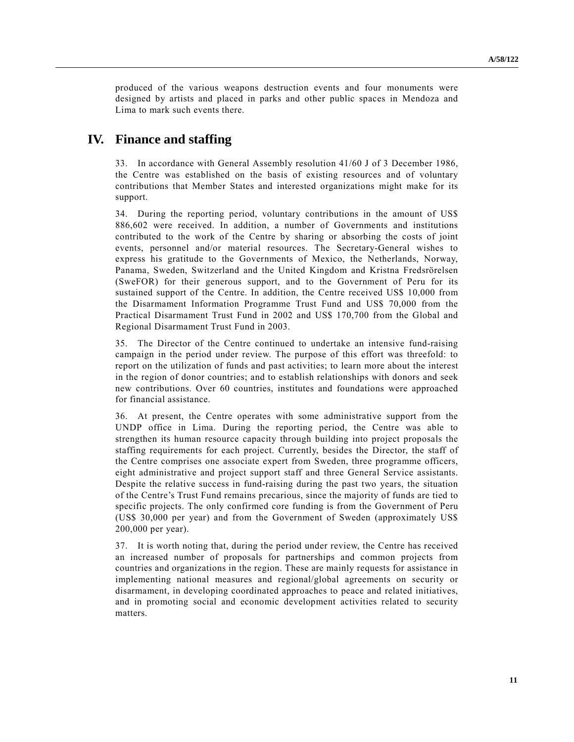produced of the various weapons destruction events and four monuments were designed by artists and placed in parks and other public spaces in Mendoza and Lima to mark such events there.

# IV. Finance and staffing

33. In accordance with General Assembly resolution 41/60 J of 3 December 1986, the Centre was established on the basis of existing resources and of voluntary contributions that Member States and interested organizations might make for its support.

34. During the reporting period, voluntary contributions in the amount of US$ 886,602 were received. In addition, a number of Governments and institutions contributed to the work of the Centre by sharing or absorbing the costs of joint events, personnel and/or material resources. The Secretary-General wishes to express his gratitude to the Governments of Mexico, the Netherlands, Norway, Panama, Sweden, Switzerland and the United Kingdom and Kristna Fredsrörelsen (SweFOR) for their generous support, and to the Government of Peru for its sustained support of the Centre. In addition, the Centre received US$ 10,000 from the Disarmament Information Programme Trust Fund and US$ 70,000 from the Practical Disarmament Trust Fund in 2002 and US$ 170,700 from the Global and Regional Disarmament Trust Fund in 2003.

35. The Director of the Centre continued to undertake an intensive fund-raising campaign in the period under review. The purpose of this effort was threefold: to report on the utilization of funds and past activities; to learn more about the interest in the region of donor countries; and to establish relationships with donors and seek new contributions. Over 60 countries, institutes and foundations were approached for financial assistance.

36. At present, the Centre operates with some administrative support from the UNDP office in Lima. During the reporting period, the Centre was able to strengthen its human resource capacity through building into project proposals the staffing requirements for each project. Currently, besides the Director, the staff of the Centre comprises one associate expert from Sweden, three programme officers, eight administrative and project support staff and three General Service assistants. Despite the relative success in fund-raising during the past two years, the situation of the Centre's Trust Fund remains precarious, since the majority of funds are tied to specific projects. The only confirmed core funding is from the Government of Peru (US$ 30,000 per year) and from the Government of Sweden (approximately US$ 200,000 per year).

37. It is worth noting that, during the period under review, the Centre has received an increased number of proposals for partnerships and common projects from countries and organizations in the region. These are mainly requests for assistance in implementing national measures and regional/global agreements on security or disarmament, in developing coordinated approaches to peace and related initiatives, and in promoting social and economic development activities related to security matters.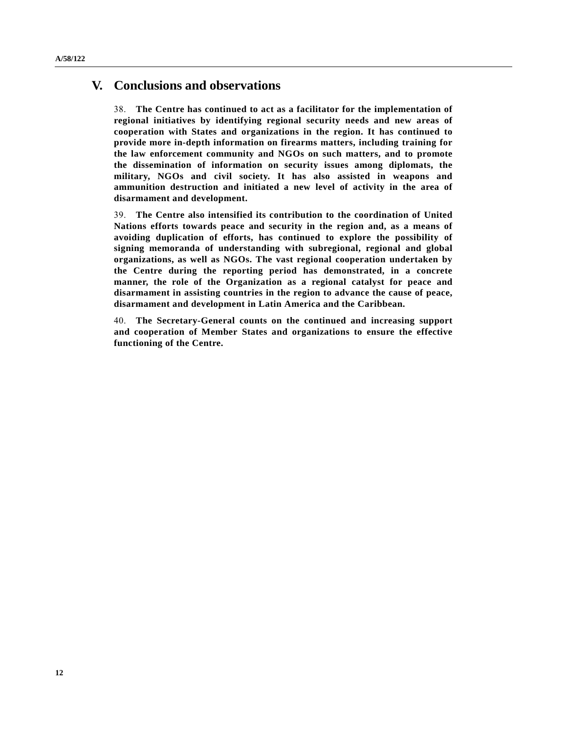## V. Conclusions and observations

38. **The Centre has continued to act as a facilitator for the implementation of regional initiatives by identifying regional security needs and new areas of cooperation with States and organizations in the region. It has continued to provide more in-depth information on firearms matters, including training for the law enforcement community and NGOs on such matters, and to promote the dissemination of information on security issues among diplomats, the military, NGOs and civil society. It has also assisted in weapons and ammunition destruction and initiated a new level of activity in the area of disarmament and development.**

39. **The Centre also intensified its contribution to the coordination of United Nations efforts towards peace and security in the region and, as a means of avoiding duplication of efforts, has continued to explore the possibility of signing memoranda of understanding with subregional, regional and global organizations, as well as NGOs. The vast regional cooperation undertaken by the Centre during the reporting period has demonstrated, in a concrete manner, the role of the Organization as a regional catalyst for peace and disarmament in assisting countries in the region to advance the cause of peace, disarmament and development in Latin America and the Caribbean.**

40. **The Secretary-General counts on the continued and increasing support and cooperation of Member States and organizations to ensure the effective functioning of the Centre.**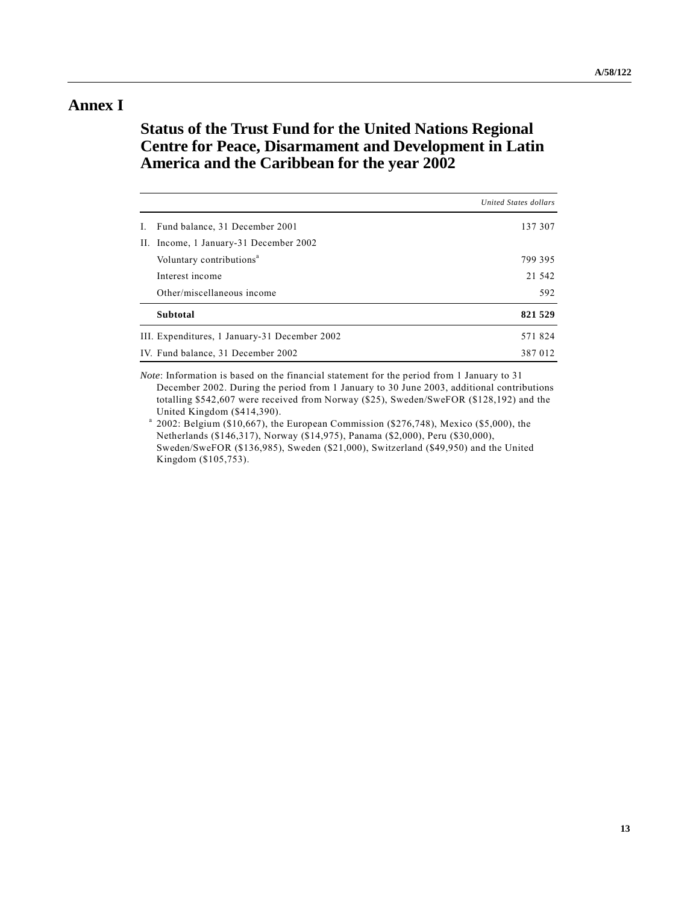# Annex I

## Status of the Trust Fund for the United Nations Regional Centre for Peace, Disarmament and Development in Latin America and the Caribbean for the year 2002

| | *United States dollars* |
|---|---|
| I. Fund balance, 31 December 2001 | 137 307 |
| II. Income, 1 January-31 December 2002 | |
| Voluntary contributions[a] | 799 395 |
| Interest income | 21 542 |
| Other/miscellaneous income | 592 |
| **Subtotal** | **821 529** |
| III. Expenditures, 1 January-31 December 2002 | 571 824 |
| IV. Fund balance, 31 December 2002 | 387 012 |

*Note*: Information is based on the financial statement for the period from 1 January to 31 December 2002. During the period from 1 January to 30 June 2003, additional contributions totalling $542,607 were received from Norway ($25), Sweden/SweFOR ($128,192) and the United Kingdom ($414,390).

[a] 2002: Belgium ($10,667), the European Commission ($276,748), Mexico ($5,000), the Netherlands ($146,317), Norway ($14,975), Panama ($2,000), Peru ($30,000), Sweden/SweFOR ($136,985), Sweden ($21,000), Switzerland ($49,950) and the United Kingdom ($105,753).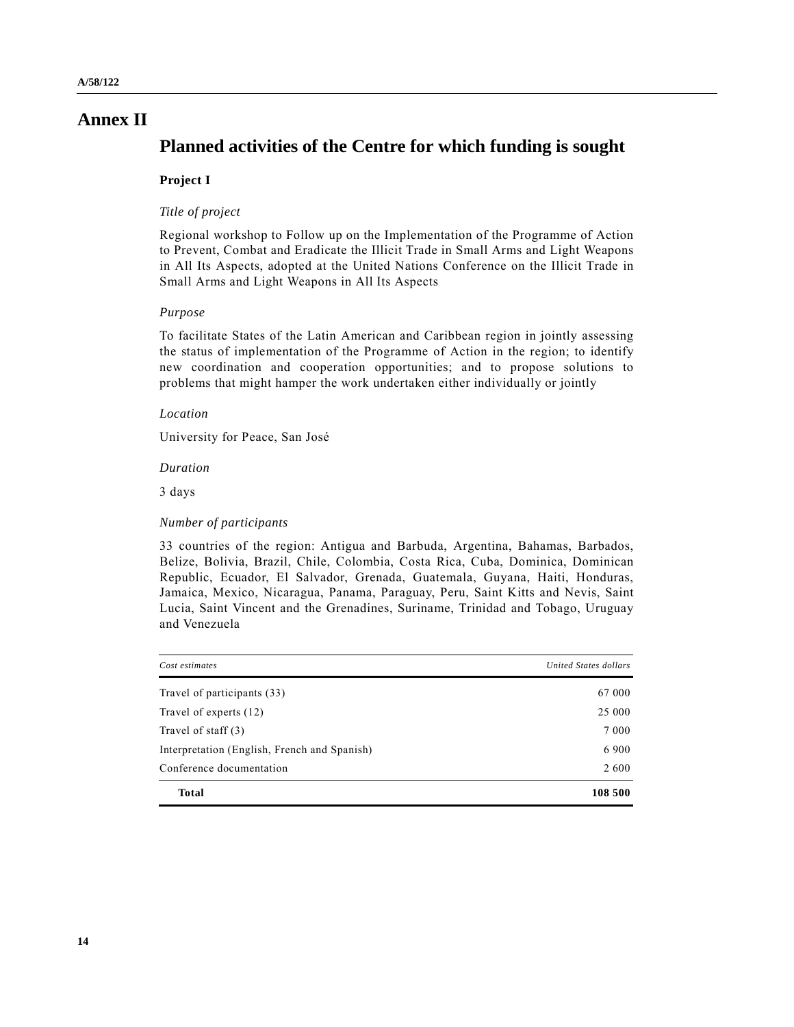# Annex II

## Planned activities of the Centre for which funding is sought

### Project I

*Title of project*

Regional workshop to Follow up on the Implementation of the Programme of Action to Prevent, Combat and Eradicate the Illicit Trade in Small Arms and Light Weapons in All Its Aspects, adopted at the United Nations Conference on the Illicit Trade in Small Arms and Light Weapons in All Its Aspects

*Purpose*

To facilitate States of the Latin American and Caribbean region in jointly assessing the status of implementation of the Programme of Action in the region; to identify new coordination and cooperation opportunities; and to propose solutions to problems that might hamper the work undertaken either individually or jointly

*Location*

University for Peace, San José

*Duration*

3 days

*Number of participants*

33 countries of the region: Antigua and Barbuda, Argentina, Bahamas, Barbados, Belize, Bolivia, Brazil, Chile, Colombia, Costa Rica, Cuba, Dominica, Dominican Republic, Ecuador, El Salvador, Grenada, Guatemala, Guyana, Haiti, Honduras, Jamaica, Mexico, Nicaragua, Panama, Paraguay, Peru, Saint Kitts and Nevis, Saint Lucia, Saint Vincent and the Grenadines, Suriname, Trinidad and Tobago, Uruguay and Venezuela

| *Cost estimates* | *United States dollars* |
|---|---:|
| Travel of participants (33) | 67 000 |
| Travel of experts (12) | 25 000 |
| Travel of staff (3) | 7 000 |
| Interpretation (English, French and Spanish) | 6 900 |
| Conference documentation | 2 600 |
| **Total** | **108 500** |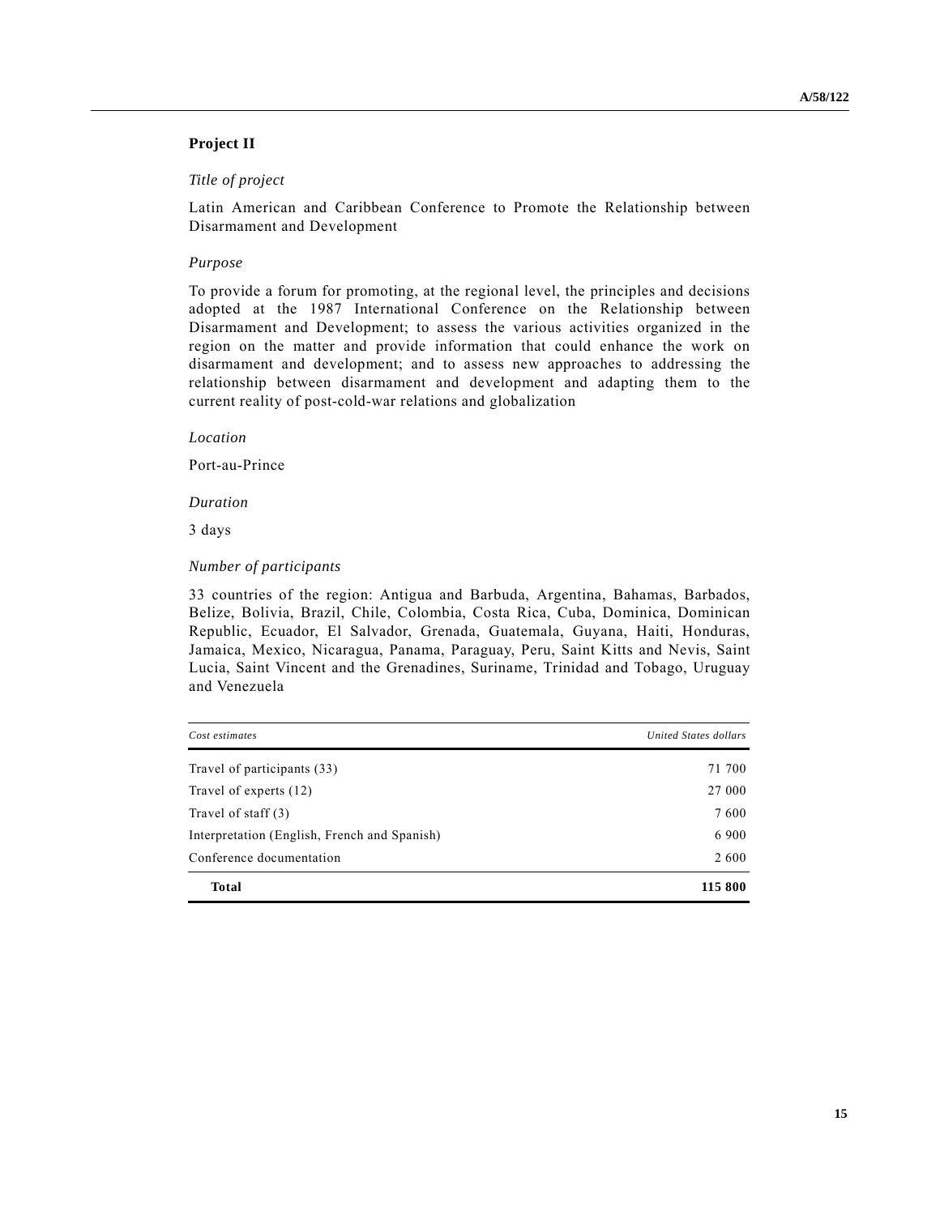### Project II

*Title of project*

Latin American and Caribbean Conference to Promote the Relationship between Disarmament and Development

*Purpose*

To provide a forum for promoting, at the regional level, the principles and decisions adopted at the 1987 International Conference on the Relationship between Disarmament and Development; to assess the various activities organized in the region on the matter and provide information that could enhance the work on disarmament and development; and to assess new approaches to addressing the relationship between disarmament and development and adapting them to the current reality of post-cold-war relations and globalization

*Location*

Port-au-Prince

*Duration*

3 days

*Number of participants*

33 countries of the region: Antigua and Barbuda, Argentina, Bahamas, Barbados, Belize, Bolivia, Brazil, Chile, Colombia, Costa Rica, Cuba, Dominica, Dominican Republic, Ecuador, El Salvador, Grenada, Guatemala, Guyana, Haiti, Honduras, Jamaica, Mexico, Nicaragua, Panama, Paraguay, Peru, Saint Kitts and Nevis, Saint Lucia, Saint Vincent and the Grenadines, Suriname, Trinidad and Tobago, Uruguay and Venezuela

| *Cost estimates* | *United States dollars* |
|---|---|
| Travel of participants (33) | 71 700 |
| Travel of experts (12) | 27 000 |
| Travel of staff (3) | 7 600 |
| Interpretation (English, French and Spanish) | 6 900 |
| Conference documentation | 2 600 |
| **Total** | **115 800** |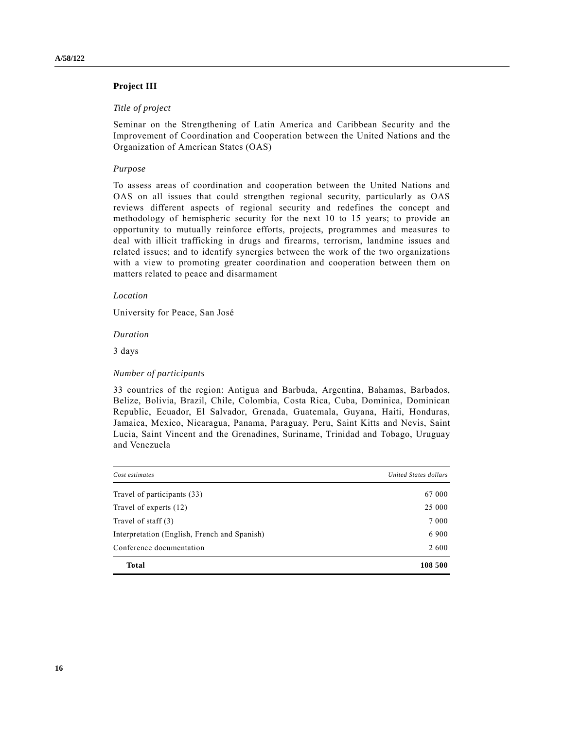## Project III

*Title of project*

Seminar on the Strengthening of Latin America and Caribbean Security and the Improvement of Coordination and Cooperation between the United Nations and the Organization of American States (OAS)

*Purpose*

To assess areas of coordination and cooperation between the United Nations and OAS on all issues that could strengthen regional security, particularly as OAS reviews different aspects of regional security and redefines the concept and methodology of hemispheric security for the next 10 to 15 years; to provide an opportunity to mutually reinforce efforts, projects, programmes and measures to deal with illicit trafficking in drugs and firearms, terrorism, landmine issues and related issues; and to identify synergies between the work of the two organizations with a view to promoting greater coordination and cooperation between them on matters related to peace and disarmament

*Location*

University for Peace, San José

*Duration*

3 days

*Number of participants*

33 countries of the region: Antigua and Barbuda, Argentina, Bahamas, Barbados, Belize, Bolivia, Brazil, Chile, Colombia, Costa Rica, Cuba, Dominica, Dominican Republic, Ecuador, El Salvador, Grenada, Guatemala, Guyana, Haiti, Honduras, Jamaica, Mexico, Nicaragua, Panama, Paraguay, Peru, Saint Kitts and Nevis, Saint Lucia, Saint Vincent and the Grenadines, Suriname, Trinidad and Tobago, Uruguay and Venezuela

| *Cost estimates* | *United States dollars* |
|---|---|
| Travel of participants (33) | 67 000 |
| Travel of experts (12) | 25 000 |
| Travel of staff (3) | 7 000 |
| Interpretation (English, French and Spanish) | 6 900 |
| Conference documentation | 2 600 |
| **Total** | **108 500** |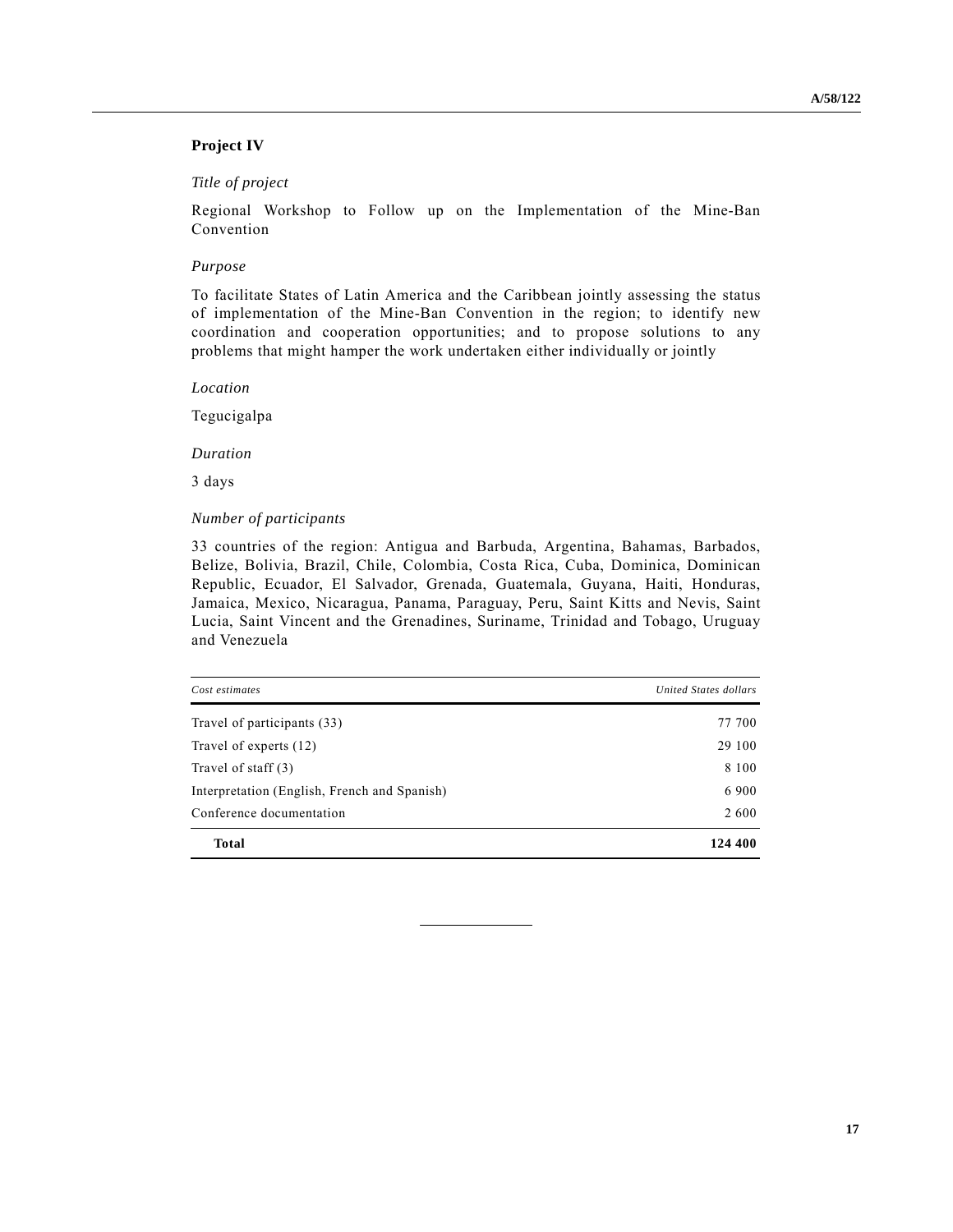**Project IV**

*Title of project*

Regional Workshop to Follow up on the Implementation of the Mine-Ban Convention

*Purpose*

To facilitate States of Latin America and the Caribbean jointly assessing the status of implementation of the Mine-Ban Convention in the region; to identify new coordination and cooperation opportunities; and to propose solutions to any problems that might hamper the work undertaken either individually or jointly

*Location*

Tegucigalpa

*Duration*

3 days

*Number of participants*

33 countries of the region: Antigua and Barbuda, Argentina, Bahamas, Barbados, Belize, Bolivia, Brazil, Chile, Colombia, Costa Rica, Cuba, Dominica, Dominican Republic, Ecuador, El Salvador, Grenada, Guatemala, Guyana, Haiti, Honduras, Jamaica, Mexico, Nicaragua, Panama, Paraguay, Peru, Saint Kitts and Nevis, Saint Lucia, Saint Vincent and the Grenadines, Suriname, Trinidad and Tobago, Uruguay and Venezuela

| *Cost estimates* | *United States dollars* |
|---|---|
| Travel of participants (33) | 77 700 |
| Travel of experts (12) | 29 100 |
| Travel of staff (3) | 8 100 |
| Interpretation (English, French and Spanish) | 6 900 |
| Conference documentation | 2 600 |
| **Total** | **124 400** |